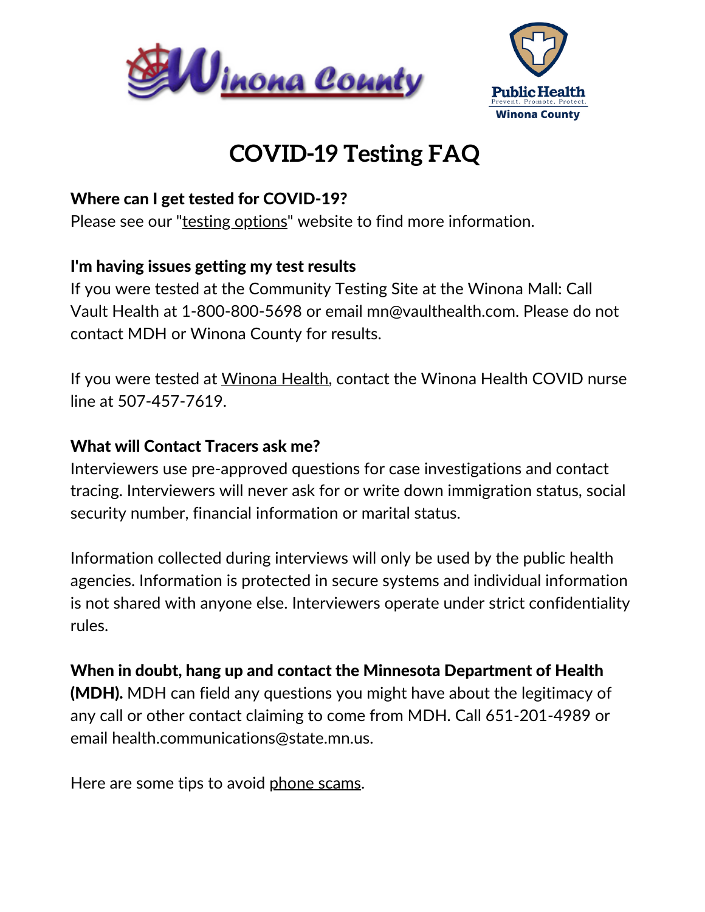# COVID-19 Testing FAQ

**Where can I get tested for COVID-19?**
Please see our "testing options" website to find more information.

**I'm having issues getting my test results**
If you were tested at the Community Testing Site at the Winona Mall: Call Vault Health at 1-800-800-5698 or email mn@vaulthealth.com. Please do not contact MDH or Winona County for results.

If you were tested at Winona Health, contact the Winona Health COVID nurse line at 507-457-7619.

**What will Contact Tracers ask me?**
Interviewers use pre-approved questions for case investigations and contact tracing. Interviewers will never ask for or write down immigration status, social security number, financial information or marital status.

Information collected during interviews will only be used by the public health agencies. Information is protected in secure systems and individual information is not shared with anyone else. Interviewers operate under strict confidentiality rules.

**When in doubt, hang up and contact the Minnesota Department of Health (MDH).** MDH can field any questions you might have about the legitimacy of any call or other contact claiming to come from MDH. Call 651-201-4989 or email health.communications@state.mn.us.

Here are some tips to avoid phone scams.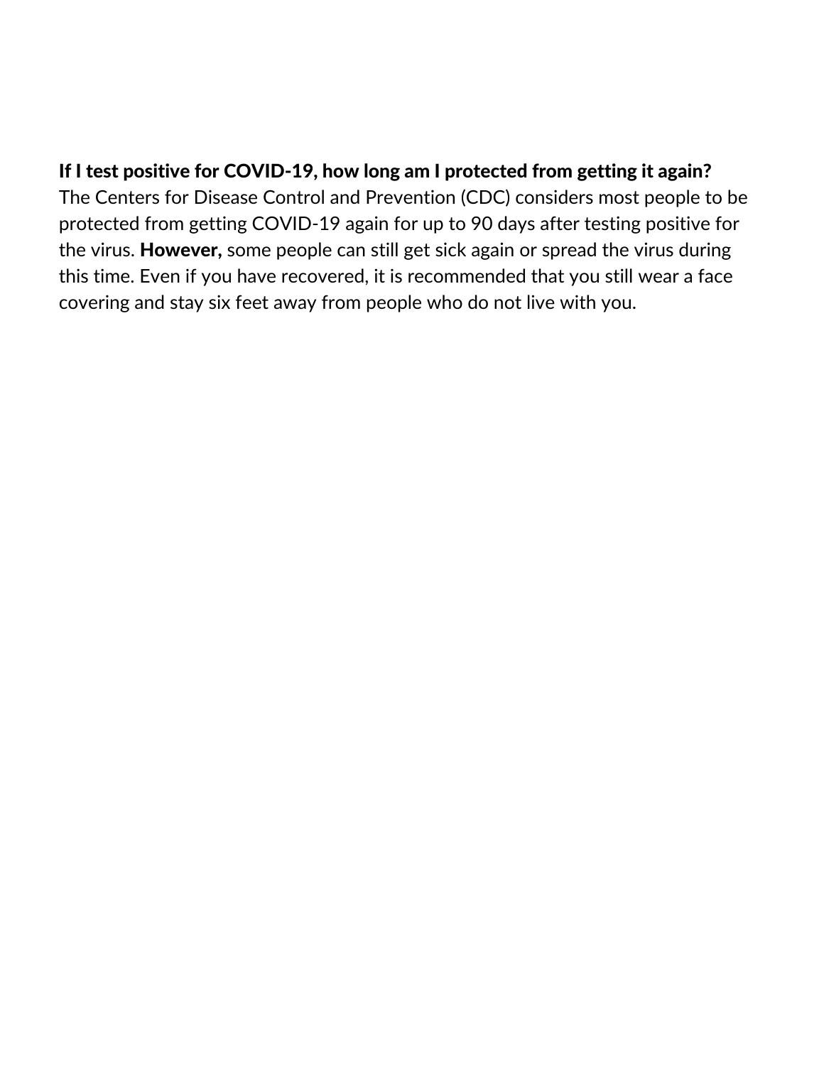**If I test positive for COVID-19, how long am I protected from getting it again?**
The Centers for Disease Control and Prevention (CDC) considers most people to be protected from getting COVID-19 again for up to 90 days after testing positive for the virus. **However,** some people can still get sick again or spread the virus during this time. Even if you have recovered, it is recommended that you still wear a face covering and stay six feet away from people who do not live with you.